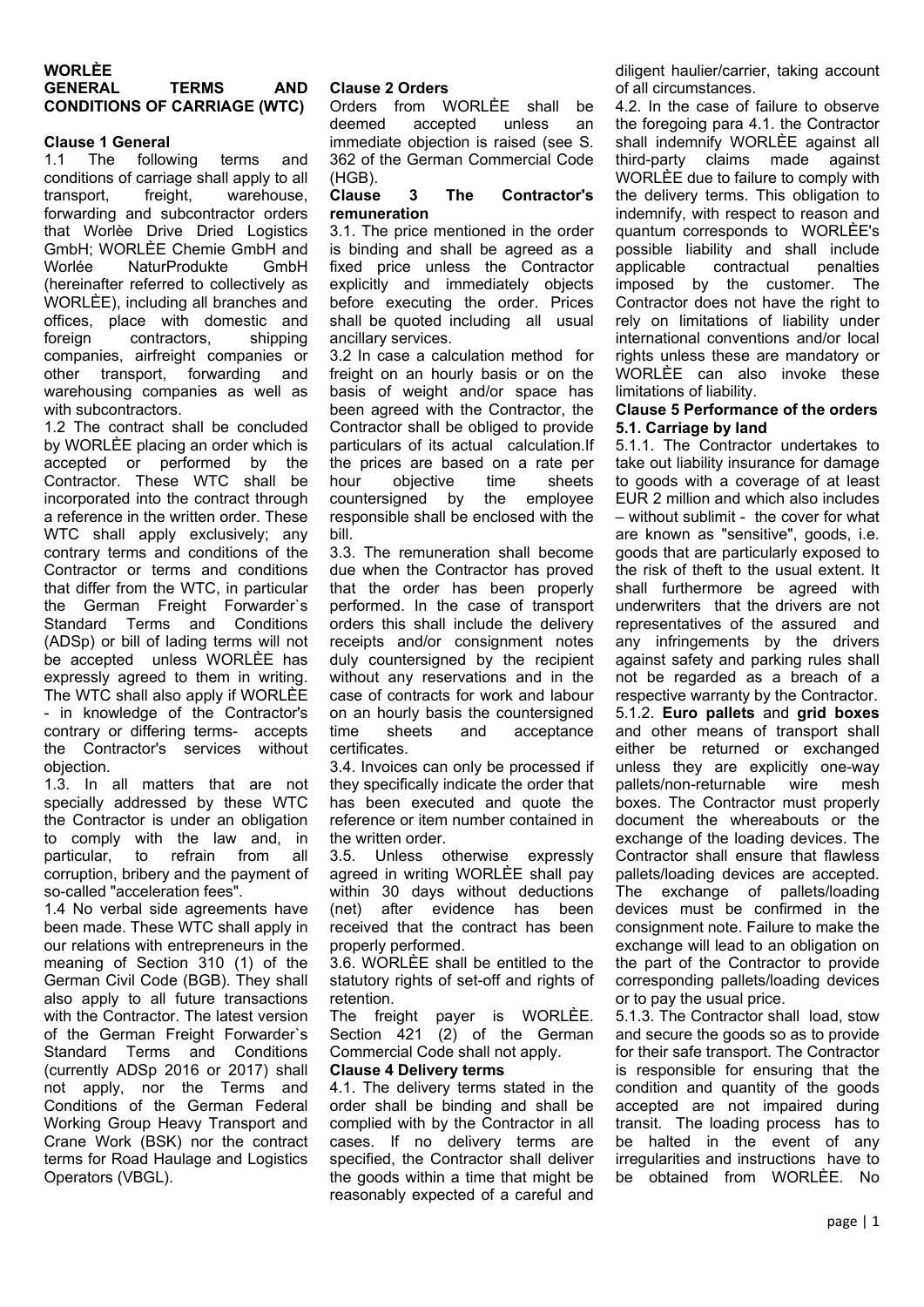# WORLÈE GENERAL TERMS AND CONDITIONS OF CARRIAGE (WTC)

## Clause 1 General

1.1 The following terms and conditions of carriage shall apply to all transport, freight, warehouse, forwarding and subcontractor orders that Worlèe Drive Dried Logistics GmbH; WORLÈE Chemie GmbH and Worlée NaturProdukte GmbH (hereinafter referred to collectively as WORLÈE), including all branches and offices, place with domestic and foreign contractors, shipping companies, airfreight companies or other transport, forwarding and warehousing companies as well as with subcontractors.

1.2 The contract shall be concluded by WORLÈE placing an order which is accepted or performed by the Contractor. These WTC shall be incorporated into the contract through a reference in the written order. These WTC shall apply exclusively; any contrary terms and conditions of the Contractor or terms and conditions that differ from the WTC, in particular the German Freight Forwarder`s Standard Terms and Conditions (ADSp) or bill of lading terms will not be accepted unless WORLÈE has expressly agreed to them in writing. The WTC shall also apply if WORLÈE - in knowledge of the Contractor's contrary or differing terms- accepts the Contractor's services without objection.

1.3. In all matters that are not specially addressed by these WTC the Contractor is under an obligation to comply with the law and, in particular, to refrain from all corruption, bribery and the payment of so-called "acceleration fees".

1.4 No verbal side agreements have been made. These WTC shall apply in our relations with entrepreneurs in the meaning of Section 310 (1) of the German Civil Code (BGB). They shall also apply to all future transactions with the Contractor. The latest version of the German Freight Forwarder`s Standard Terms and Conditions (currently ADSp 2016 or 2017) shall not apply, nor the Terms and Conditions of the German Federal Working Group Heavy Transport and Crane Work (BSK) nor the contract terms for Road Haulage and Logistics Operators (VBGL).

## Clause 2 Orders

Orders from WORLÈE shall be deemed accepted unless an immediate objection is raised (see S. 362 of the German Commercial Code (HGB).

## Clause 3 The Contractor's remuneration

3.1. The price mentioned in the order is binding and shall be agreed as a fixed price unless the Contractor explicitly and immediately objects before executing the order. Prices shall be quoted including all usual ancillary services.

3.2 In case a calculation method for freight on an hourly basis or on the basis of weight and/or space has been agreed with the Contractor, the Contractor shall be obliged to provide particulars of its actual calculation.If the prices are based on a rate per hour objective time sheets countersigned by the employee responsible shall be enclosed with the bill.

3.3. The remuneration shall become due when the Contractor has proved that the order has been properly performed. In the case of transport orders this shall include the delivery receipts and/or consignment notes duly countersigned by the recipient without any reservations and in the case of contracts for work and labour on an hourly basis the countersigned time sheets and acceptance certificates.

3.4. Invoices can only be processed if they specifically indicate the order that has been executed and quote the reference or item number contained in the written order.

3.5. Unless otherwise expressly agreed in writing WORLÈE shall pay within 30 days without deductions (net) after evidence has been received that the contract has been properly performed.

3.6. WORLÈE shall be entitled to the statutory rights of set-off and rights of retention.

The freight payer is WORLÈE. Section 421 (2) of the German Commercial Code shall not apply.

## Clause 4 Delivery terms

4.1. The delivery terms stated in the order shall be binding and shall be complied with by the Contractor in all cases. If no delivery terms are specified, the Contractor shall deliver the goods within a time that might be reasonably expected of a careful and diligent haulier/carrier, taking account of all circumstances.

4.2. In the case of failure to observe the foregoing para 4.1. the Contractor shall indemnify WORLÈE against all third-party claims made against WORLÈE due to failure to comply with the delivery terms. This obligation to indemnify, with respect to reason and quantum corresponds to WORLÈE's possible liability and shall include applicable contractual penalties imposed by the customer. The Contractor does not have the right to rely on limitations of liability under international conventions and/or local rights unless these are mandatory or WORLÈE can also invoke these limitations of liability.

## Clause 5 Performance of the orders

### 5.1. Carriage by land

5.1.1. The Contractor undertakes to take out liability insurance for damage to goods with a coverage of at least EUR 2 million and which also includes – without sublimit - the cover for what are known as "sensitive", goods, i.e. goods that are particularly exposed to the risk of theft to the usual extent. It shall furthermore be agreed with underwriters that the drivers are not representatives of the assured and any infringements by the drivers against safety and parking rules shall not be regarded as a breach of a respective warranty by the Contractor.

5.1.2. **Euro pallets** and **grid boxes** and other means of transport shall either be returned or exchanged unless they are explicitly one-way pallets/non-returnable wire mesh boxes. The Contractor must properly document the whereabouts or the exchange of the loading devices. The Contractor shall ensure that flawless pallets/loading devices are accepted. The exchange of pallets/loading devices must be confirmed in the consignment note. Failure to make the exchange will lead to an obligation on the part of the Contractor to provide corresponding pallets/loading devices or to pay the usual price.

5.1.3. The Contractor shall load, stow and secure the goods so as to provide for their safe transport. The Contractor is responsible for ensuring that the condition and quantity of the goods accepted are not impaired during transit. The loading process has to be halted in the event of any irregularities and instructions have to be obtained from WORLÈE. No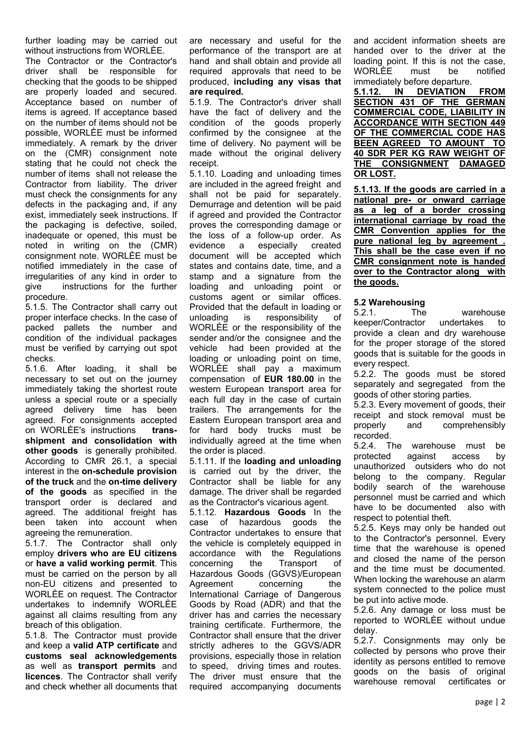further loading may be carried out without instructions from WORLÈE.

The Contractor or the Contractor's driver shall be responsible for checking that the goods to be shipped are properly loaded and secured. Acceptance based on number of items is agreed. If acceptance based on the number of items should not be possible, WORLÈE must be informed immediately. A remark by the driver on the (CMR) consignment note stating that he could not check the number of items shall not release the Contractor from liability. The driver must check the consignments for any defects in the packaging and, if any exist, immediately seek instructions. If the packaging is defective, soiled, inadequate or opened, this must be noted in writing on the (CMR) consignment note. WORLÈE must be notified immediately in the case of irregularities of any kind in order to give instructions for the further procedure.

5.1.5. The Contractor shall carry out proper interface checks. In the case of packed pallets the number and condition of the individual packages must be verified by carrying out spot checks.

5.1.6. After loading, it shall be necessary to set out on the journey immediately taking the shortest route unless a special route or a specially agreed delivery time has been agreed. For consignments accepted on WORLÈE's instructions **trans-shipment and consolidation with other goods** is generally prohibited. According to CMR 26.1, a special interest in the **on-schedule provision of the truck** and the **on-time delivery of the goods** as specified in the transport order is declared and agreed. The additional freight has been taken into account when agreeing the remuneration.

5.1.7. The Contractor shall only employ **drivers who are EU citizens** or **have a valid working permit**. This must be carried on the person by all non-EU citizens and presented to WORLÈE on request. The Contractor undertakes to indemnify WORLÈE against all claims resulting from any breach of this obligation.

5.1.8. The Contractor must provide and keep a **valid ATP certificate** and **customs seal acknowledgements** as well as **transport permits** and **licences**. The Contractor shall verify and check whether all documents that are necessary and useful for the performance of the transport are at hand and shall obtain and provide all required approvals that need to be produced, **including any visas that are required.**

5.1.9. The Contractor's driver shall have the fact of delivery and the condition of the goods properly confirmed by the consignee at the time of delivery. No payment will be made without the original delivery receipt.

5.1.10. Loading and unloading times are included in the agreed freight and shall not be paid for separately. Demurrage and detention will be paid if agreed and provided the Contractor proves the corresponding damage or the loss of a follow-up order. As evidence a especially created document will be accepted which states and contains date, time, and a stamp and a signature from the loading and unloading point or customs agent or similar offices. Provided that the default in loading or unloading is responsibility of WORLÈE or the responsibility of the sender and/or the consignee and the vehicle had been provided at the loading or unloading point on time, WORLÈE shall pay a maximum compensation of **EUR 180.00** in the western European transport area for each full day in the case of curtain trailers. The arrangements for the Eastern European transport area and for hard body trucks must be individually agreed at the time when the order is placed.

5.1.11. If the **loading and unloading** is carried out by the driver, the Contractor shall be liable for any damage. The driver shall be regarded as the Contractor's vicarious agent.

5.1.12. **Hazardous Goods** In the case of hazardous goods the Contractor undertakes to ensure that the vehicle is completely equipped in accordance with the Regulations concerning the Transport of Hazardous Goods (GGVS)/European Agreement concerning the International Carriage of Dangerous Goods by Road (ADR) and that the driver has and carries the necessary training certificate. Furthermore, the Contractor shall ensure that the driver strictly adheres to the GGVS/ADR provisions, especially those in relation to speed, driving times and routes. The driver must ensure that the required accompanying documents and accident information sheets are handed over to the driver at the loading point. If this is not the case, WORLÈE must be notified immediately before departure.

**5.1.12. IN DEVIATION FROM SECTION 431 OF THE GERMAN COMMERCIAL CODE, LIABILITY IN ACCORDANCE WITH SECTION 449 OF THE COMMERCIAL CODE HAS BEEN AGREED TO AMOUNT TO 40 SDR PER KG RAW WEIGHT OF THE CONSIGNMENT DAMAGED OR LOST.**

**5.1.13. If the goods are carried in a national pre- or onward carriage as a leg of a border crossing international carriage by road the CMR Convention applies for the pure national leg by agreement . This shall be the case even if no CMR consignment note is handed over to the Contractor along with the goods.**

### 5.2 Warehousing

5.2.1. The warehouse keeper/Contractor undertakes to provide a clean and dry warehouse for the proper storage of the stored goods that is suitable for the goods in every respect.

5.2.2. The goods must be stored separately and segregated from the goods of other storing parties.

5.2.3. Every movement of goods, their receipt and stock removal must be properly and comprehensibly recorded.

5.2.4. The warehouse must be protected against access by unauthorized outsiders who do not belong to the company. Regular bodily search of the warehouse personnel must be carried and which have to be documented also with respect to potential theft.

5.2.5. Keys may only be handed out to the Contractor's personnel. Every time that the warehouse is opened and closed the name of the person and the time must be documented. When locking the warehouse an alarm system connected to the police must be put into active mode.

5.2.6. Any damage or loss must be reported to WORLÈE without undue delay.

5.2.7. Consignments may only be collected by persons who prove their identity as persons entitled to remove goods on the basis of original warehouse removal certificates or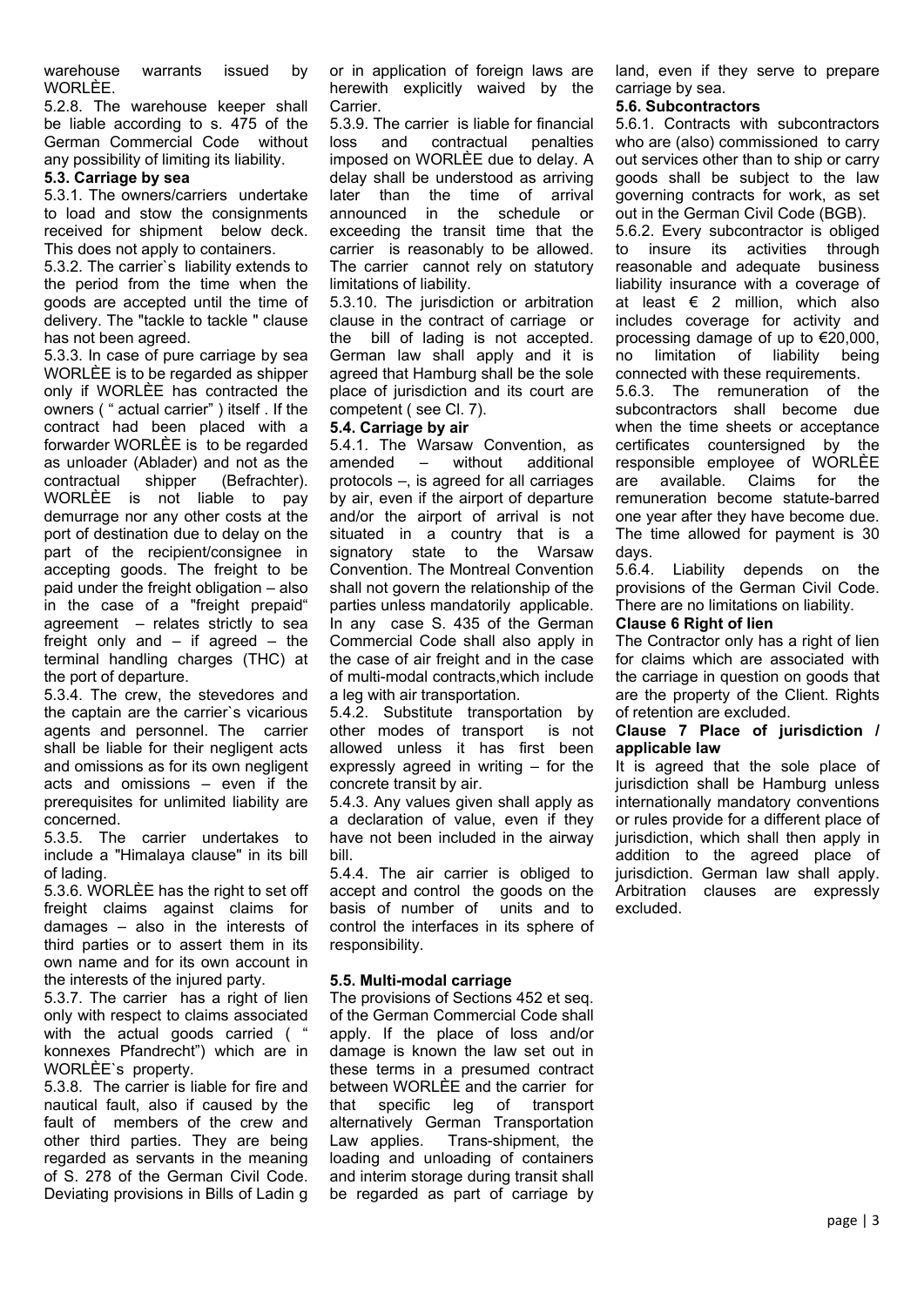warehouse warrants issued by WORLÈE.

5.2.8. The warehouse keeper shall be liable according to s. 475 of the German Commercial Code without any possibility of limiting its liability.

**5.3. Carriage by sea**

5.3.1. The owners/carriers undertake to load and stow the consignments received for shipment below deck. This does not apply to containers.

5.3.2. The carrier`s liability extends to the period from the time when the goods are accepted until the time of delivery. The "tackle to tackle " clause has not been agreed.

5.3.3. In case of pure carriage by sea WORLÈE is to be regarded as shipper only if WORLÈE has contracted the owners ( " actual carrier" ) itself . If the contract had been placed with a forwarder WORLÈE is to be regarded as unloader (Ablader) and not as the contractual shipper (Befrachter). WORLÈE is not liable to pay demurrage nor any other costs at the port of destination due to delay on the part of the recipient/consignee in accepting goods. The freight to be paid under the freight obligation – also in the case of a "freight prepaid" agreement – relates strictly to sea freight only and – if agreed – the terminal handling charges (THC) at the port of departure.

5.3.4. The crew, the stevedores and the captain are the carrier`s vicarious agents and personnel. The carrier shall be liable for their negligent acts and omissions as for its own negligent acts and omissions – even if the prerequisites for unlimited liability are concerned.

5.3.5. The carrier undertakes to include a "Himalaya clause" in its bill of lading.

5.3.6. WORLÈE has the right to set off freight claims against claims for damages – also in the interests of third parties or to assert them in its own name and for its own account in the interests of the injured party.

5.3.7. The carrier has a right of lien only with respect to claims associated with the actual goods carried ( " konnexes Pfandrecht") which are in WORLÈE`s property.

5.3.8. The carrier is liable for fire and nautical fault, also if caused by the fault of members of the crew and other third parties. They are being regarded as servants in the meaning of S. 278 of the German Civil Code. Deviating provisions in Bills of Ladin g or in application of foreign laws are herewith explicitly waived by the Carrier.

5.3.9. The carrier is liable for financial loss and contractual penalties imposed on WORLÈE due to delay. A delay shall be understood as arriving later than the time of arrival announced in the schedule or exceeding the transit time that the carrier is reasonably to be allowed. The carrier cannot rely on statutory limitations of liability.

5.3.10. The jurisdiction or arbitration clause in the contract of carriage or the bill of lading is not accepted. German law shall apply and it is agreed that Hamburg shall be the sole place of jurisdiction and its court are competent ( see Cl. 7).

**5.4. Carriage by air**

5.4.1. The Warsaw Convention, as amended – without additional protocols –, is agreed for all carriages by air, even if the airport of departure and/or the airport of arrival is not situated in a country that is a signatory state to the Warsaw Convention. The Montreal Convention shall not govern the relationship of the parties unless mandatorily applicable. In any case S. 435 of the German Commercial Code shall also apply in the case of air freight and in the case of multi-modal contracts,which include a leg with air transportation.

5.4.2. Substitute transportation by other modes of transport is not allowed unless it has first been expressly agreed in writing – for the concrete transit by air.

5.4.3. Any values given shall apply as a declaration of value, even if they have not been included in the airway bill.

5.4.4. The air carrier is obliged to accept and control the goods on the basis of number of units and to control the interfaces in its sphere of responsibility.

**5.5. Multi-modal carriage**

The provisions of Sections 452 et seq. of the German Commercial Code shall apply. If the place of loss and/or damage is known the law set out in these terms in a presumed contract between WORLÈE and the carrier for that specific leg of transport alternatively German Transportation Law applies. Trans-shipment, the loading and unloading of containers and interim storage during transit shall be regarded as part of carriage by land, even if they serve to prepare carriage by sea.

**5.6. Subcontractors**

5.6.1. Contracts with subcontractors who are (also) commissioned to carry out services other than to ship or carry goods shall be subject to the law governing contracts for work, as set out in the German Civil Code (BGB).

5.6.2. Every subcontractor is obliged to insure its activities through reasonable and adequate business liability insurance with a coverage of at least € 2 million, which also includes coverage for activity and processing damage of up to €20,000, no limitation of liability being connected with these requirements.

5.6.3. The remuneration of the subcontractors shall become due when the time sheets or acceptance certificates countersigned by the responsible employee of WORLÈE are available. Claims for the remuneration become statute-barred one year after they have become due. The time allowed for payment is 30 days.

5.6.4. Liability depends on the provisions of the German Civil Code. There are no limitations on liability.

**Clause 6 Right of lien**

The Contractor only has a right of lien for claims which are associated with the carriage in question on goods that are the property of the Client. Rights of retention are excluded.

**Clause 7 Place of jurisdiction / applicable law**

It is agreed that the sole place of jurisdiction shall be Hamburg unless internationally mandatory conventions or rules provide for a different place of jurisdiction, which shall then apply in addition to the agreed place of jurisdiction. German law shall apply. Arbitration clauses are expressly excluded.